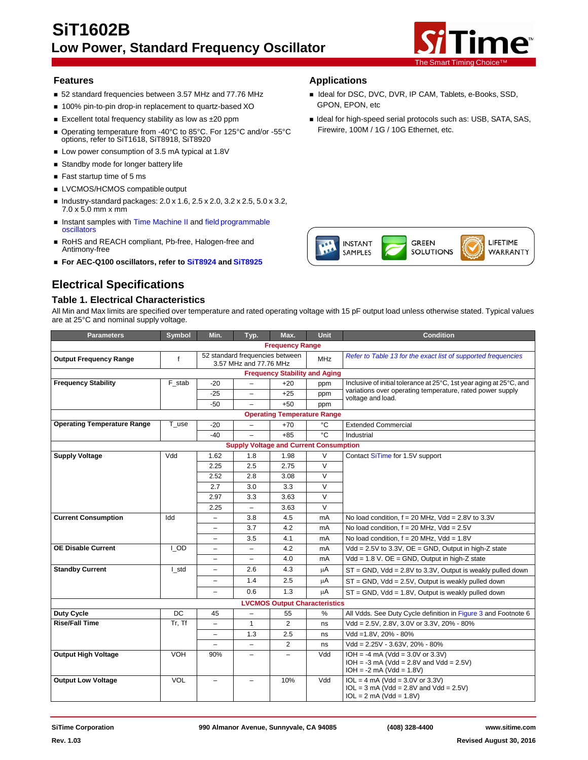# SiT1602B

## Low Power, Standard Frequency Oscillator

SiTime — The Smart Timing Choice™

### Features

- 52 standard frequencies between 3.57 MHz and 77.76 MHz
- 100% pin-to-pin drop-in replacement to quartz-based XO
- Excellent total frequency stability as low as ±20 ppm
- Operating temperature from -40°C to 85°C. For 125°C and/or -55°C options, refer to SiT1618, SiT8918, SiT8920
- Low power consumption of 3.5 mA typical at 1.8V
- Standby mode for longer battery life
- Fast startup time of 5 ms
- LVCMOS/HCMOS compatible output
- Industry-standard packages: 2.0 x 1.6, 2.5 x 2.0, 3.2 x 2.5, 5.0 x 3.2, 7.0 x 5.0 mm x mm
- Instant samples with Time Machine II and field programmable oscillators
- RoHS and REACH compliant, Pb-free, Halogen-free and Antimony-free
- **For AEC-Q100 oscillators, refer to SiT8924 and SiT8925**

### Applications

- Ideal for DSC, DVC, DVR, IP CAM, Tablets, e-Books, SSD, GPON, EPON, etc
- Ideal for high-speed serial protocols such as: USB, SATA, SAS, Firewire, 100M / 1G / 10G Ethernet, etc.

INSTANT SAMPLES | GREEN SOLUTIONS | LIFETIME WARRANTY

## Electrical Specifications

### Table 1. Electrical Characteristics

All Min and Max limits are specified over temperature and rated operating voltage with 15 pF output load unless otherwise stated. Typical values are at 25°C and nominal supply voltage.

| Parameters | Symbol | Min. | Typ. | Max. | Unit | Condition |
|---|---|---|---|---|---|---|
| **Frequency Range** | | | | | | |
| **Output Frequency Range** | f | 52 standard frequencies between 3.57 MHz and 77.76 MHz | | | MHz | *Refer to Table 13 for the exact list of supported frequencies* |
| **Frequency Stability and Aging** | | | | | | |
| **Frequency Stability** | F_stab | -20 | – | +20 | ppm | Inclusive of initial tolerance at 25°C, 1st year aging at 25°C, and variations over operating temperature, rated power supply voltage and load. |
| | | -25 | – | +25 | ppm | |
| | | -50 | – | +50 | ppm | |
| **Operating Temperature Range** | | | | | | |
| **Operating Temperature Range** | T_use | -20 | – | +70 | °C | Extended Commercial |
| | | -40 | – | +85 | °C | Industrial |
| **Supply Voltage and Current Consumption** | | | | | | |
| **Supply Voltage** | Vdd | 1.62 | 1.8 | 1.98 | V | Contact SiTime for 1.5V support |
| | | 2.25 | 2.5 | 2.75 | V | |
| | | 2.52 | 2.8 | 3.08 | V | |
| | | 2.7 | 3.0 | 3.3 | V | |
| | | 2.97 | 3.3 | 3.63 | V | |
| | | 2.25 | – | 3.63 | V | |
| **Current Consumption** | Idd | – | 3.8 | 4.5 | mA | No load condition, f = 20 MHz, Vdd = 2.8V to 3.3V |
| | | – | 3.7 | 4.2 | mA | No load condition, f = 20 MHz, Vdd = 2.5V |
| | | – | 3.5 | 4.1 | mA | No load condition, f = 20 MHz, Vdd = 1.8V |
| **OE Disable Current** | I_OD | – | – | 4.2 | mA | Vdd = 2.5V to 3.3V, OE = GND, Output in high-Z state |
| | | – | – | 4.0 | mA | Vdd = 1.8 V. OE = GND, Output in high-Z state |
| **Standby Current** | I_std | – | 2.6 | 4.3 | µA | ST = GND, Vdd = 2.8V to 3.3V, Output is weakly pulled down |
| | | – | 1.4 | 2.5 | µA | ST = GND, Vdd = 2.5V, Output is weakly pulled down |
| | | – | 0.6 | 1.3 | µA | ST = GND, Vdd = 1.8V, Output is weakly pulled down |
| **LVCMOS Output Characteristics** | | | | | | |
| **Duty Cycle** | DC | 45 | – | 55 | % | All Vdds. See Duty Cycle definition in Figure 3 and Footnote 6 |
| **Rise/Fall Time** | Tr, Tf | – | 1 | 2 | ns | Vdd = 2.5V, 2.8V, 3.0V or 3.3V, 20% - 80% |
| | | – | 1.3 | 2.5 | ns | Vdd =1.8V, 20% - 80% |
| | | – | – | 2 | ns | Vdd = 2.25V - 3.63V, 20% - 80% |
| **Output High Voltage** | VOH | 90% | – | – | Vdd | IOH = -4 mA (Vdd = 3.0V or 3.3V)<br>IOH = -3 mA (Vdd = 2.8V and Vdd = 2.5V)<br>IOH = -2 mA (Vdd = 1.8V) |
| **Output Low Voltage** | VOL | – | – | 10% | Vdd | IOL = 4 mA (Vdd = 3.0V or 3.3V)<br>IOL = 3 mA (Vdd = 2.8V and Vdd = 2.5V)<br>IOL = 2 mA (Vdd = 1.8V) |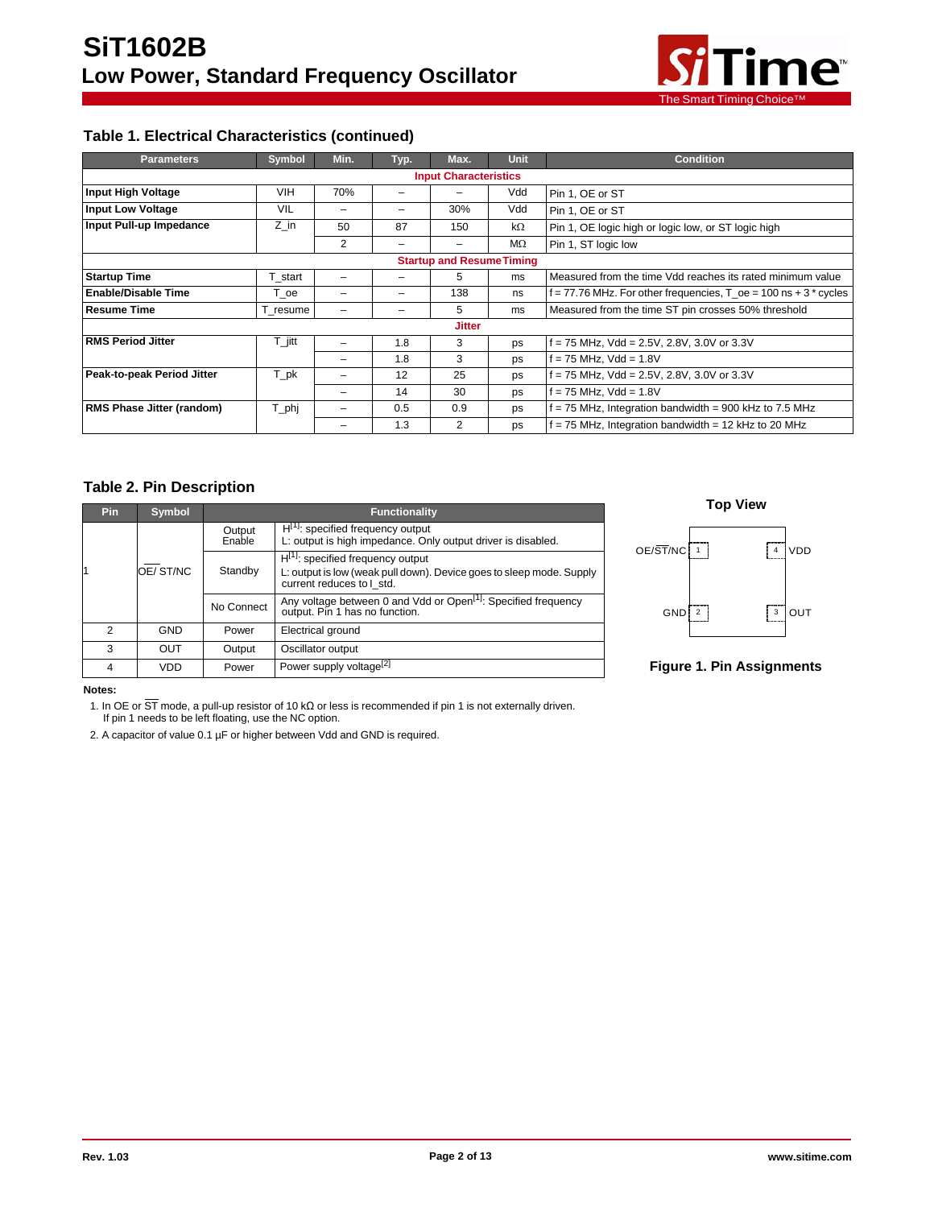## Table 1. Electrical Characteristics (continued)

| Parameters | Symbol | Min. | Typ. | Max. | Unit | Condition |
|---|---|---|---|---|---|---|
| **Input Characteristics** | | | | | | |
| **Input High Voltage** | VIH | 70% | – | – | Vdd | Pin 1, OE or ST |
| **Input Low Voltage** | VIL | – | – | 30% | Vdd | Pin 1, OE or ST |
| **Input Pull-up Impedance** | Z_in | 50 | 87 | 150 | kΩ | Pin 1, OE logic high or logic low, or ST logic high |
| | | 2 | – | – | MΩ | Pin 1, ST logic low |
| **Startup and Resume Timing** | | | | | | |
| **Startup Time** | T_start | – | – | 5 | ms | Measured from the time Vdd reaches its rated minimum value |
| **Enable/Disable Time** | T_oe | – | – | 138 | ns | f = 77.76 MHz. For other frequencies, T_oe = 100 ns + 3 * cycles |
| **Resume Time** | T_resume | – | – | 5 | ms | Measured from the time ST pin crosses 50% threshold |
| **Jitter** | | | | | | |
| **RMS Period Jitter** | T_jitt | – | 1.8 | 3 | ps | f = 75 MHz, Vdd = 2.5V, 2.8V, 3.0V or 3.3V |
| | | – | 1.8 | 3 | ps | f = 75 MHz, Vdd = 1.8V |
| **Peak-to-peak Period Jitter** | T_pk | – | 12 | 25 | ps | f = 75 MHz, Vdd = 2.5V, 2.8V, 3.0V or 3.3V |
| | | – | 14 | 30 | ps | f = 75 MHz, Vdd = 1.8V |
| **RMS Phase Jitter (random)** | T_phj | – | 0.5 | 0.9 | ps | f = 75 MHz, Integration bandwidth = 900 kHz to 7.5 MHz |
| | | – | 1.3 | 2 | ps | f = 75 MHz, Integration bandwidth = 12 kHz to 20 MHz |

## Table 2. Pin Description

| Pin | Symbol | Functionality | |
|---|---|---|---|
| 1 | OE/ ST/NC | Output Enable | H[1]: specified frequency output<br>L: output is high impedance. Only output driver is disabled. |
| | | Standby | H[1]: specified frequency output<br>L: output is low (weak pull down). Device goes to sleep mode. Supply current reduces to I_std. |
| | | No Connect | Any voltage between 0 and Vdd or Open[1]: Specified frequency output. Pin 1 has no function. |
| 2 | GND | Power | Electrical ground |
| 3 | OUT | Output | Oscillator output |
| 4 | VDD | Power | Power supply voltage[2] |

**Top View**

| | | | |
|---|---|---|---|
| OE/ST/NC | 1 | 4 | VDD |
| GND | 2 | 3 | OUT |

**Figure 1. Pin Assignments**

**Notes:**

1. In OE or ST mode, a pull-up resistor of 10 kΩ or less is recommended if pin 1 is not externally driven. If pin 1 needs to be left floating, use the NC option.
2. A capacitor of value 0.1 µF or higher between Vdd and GND is required.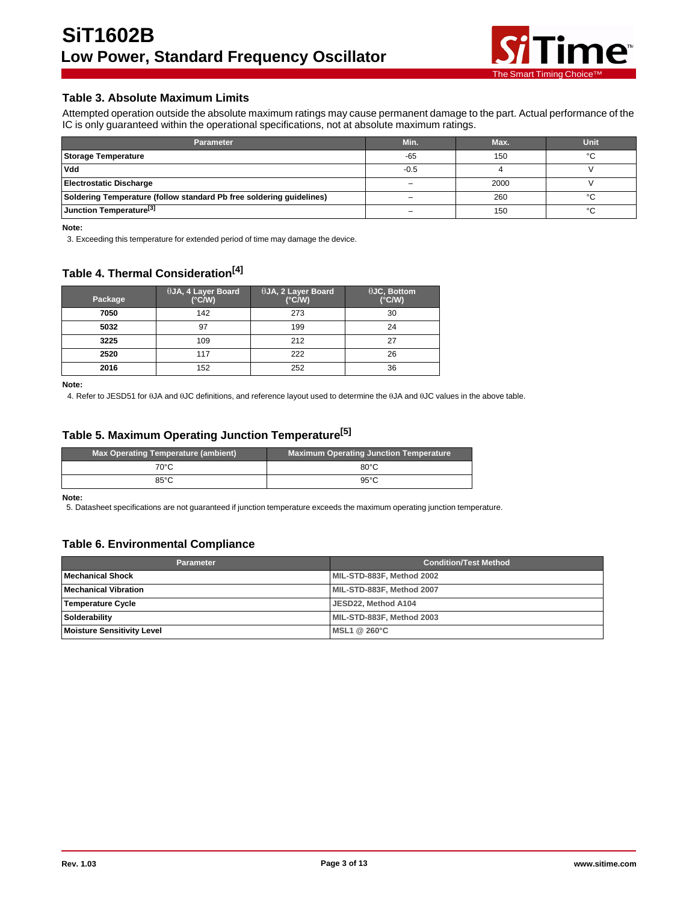## Table 3. Absolute Maximum Limits

Attempted operation outside the absolute maximum ratings may cause permanent damage to the part. Actual performance of the IC is only guaranteed within the operational specifications, not at absolute maximum ratings.

| Parameter | Min. | Max. | Unit |
|---|---|---|---|
| **Storage Temperature** | -65 | 150 | °C |
| **Vdd** | -0.5 | 4 | V |
| **Electrostatic Discharge** | – | 2000 | V |
| **Soldering Temperature (follow standard Pb free soldering guidelines)** | – | 260 | °C |
| **Junction Temperature[3]** | – | 150 | °C |

**Note:**

3. Exceeding this temperature for extended period of time may damage the device.

## Table 4. Thermal Consideration[4]

| Package | θJA, 4 Layer Board (°C/W) | θJA, 2 Layer Board (°C/W) | θJC, Bottom (°C/W) |
|---|---|---|---|
| **7050** | 142 | 273 | 30 |
| **5032** | 97 | 199 | 24 |
| **3225** | 109 | 212 | 27 |
| **2520** | 117 | 222 | 26 |
| **2016** | 152 | 252 | 36 |

**Note:**

4. Refer to JESD51 for θJA and θJC definitions, and reference layout used to determine the θJA and θJC values in the above table.

## Table 5. Maximum Operating Junction Temperature[5]

| Max Operating Temperature (ambient) | Maximum Operating Junction Temperature |
|---|---|
| 70°C | 80°C |
| 85°C | 95°C |

**Note:**

5. Datasheet specifications are not guaranteed if junction temperature exceeds the maximum operating junction temperature.

## Table 6. Environmental Compliance

| Parameter | Condition/Test Method |
|---|---|
| **Mechanical Shock** | **MIL-STD-883F, Method 2002** |
| **Mechanical Vibration** | **MIL-STD-883F, Method 2007** |
| **Temperature Cycle** | **JESD22, Method A104** |
| **Solderability** | **MIL-STD-883F, Method 2003** |
| **Moisture Sensitivity Level** | **MSL1 @ 260°C** |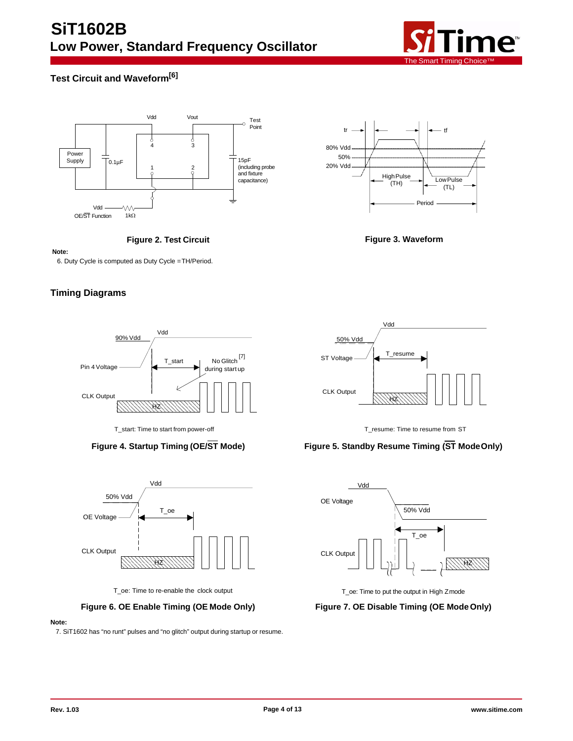## Test Circuit and Waveform[6]

Figure 2. Test Circuit

Figure 3. Waveform

**Note:**

6. Duty Cycle is computed as Duty Cycle =TH/Period.

## Timing Diagrams

T_start: Time to start from power-off

Figure 4. Startup Timing (OE/$\overline{ST}$ Mode)

T_resume: Time to resume from ST

Figure 5. Standby Resume Timing ($\overline{ST}$ Mode Only)

T_oe: Time to re-enable the clock output

Figure 6. OE Enable Timing (OE Mode Only)

T_oe: Time to put the output in High Z mode

Figure 7. OE Disable Timing (OE Mode Only)

**Note:**

7. SiT1602 has "no runt" pulses and "no glitch" output during startup or resume.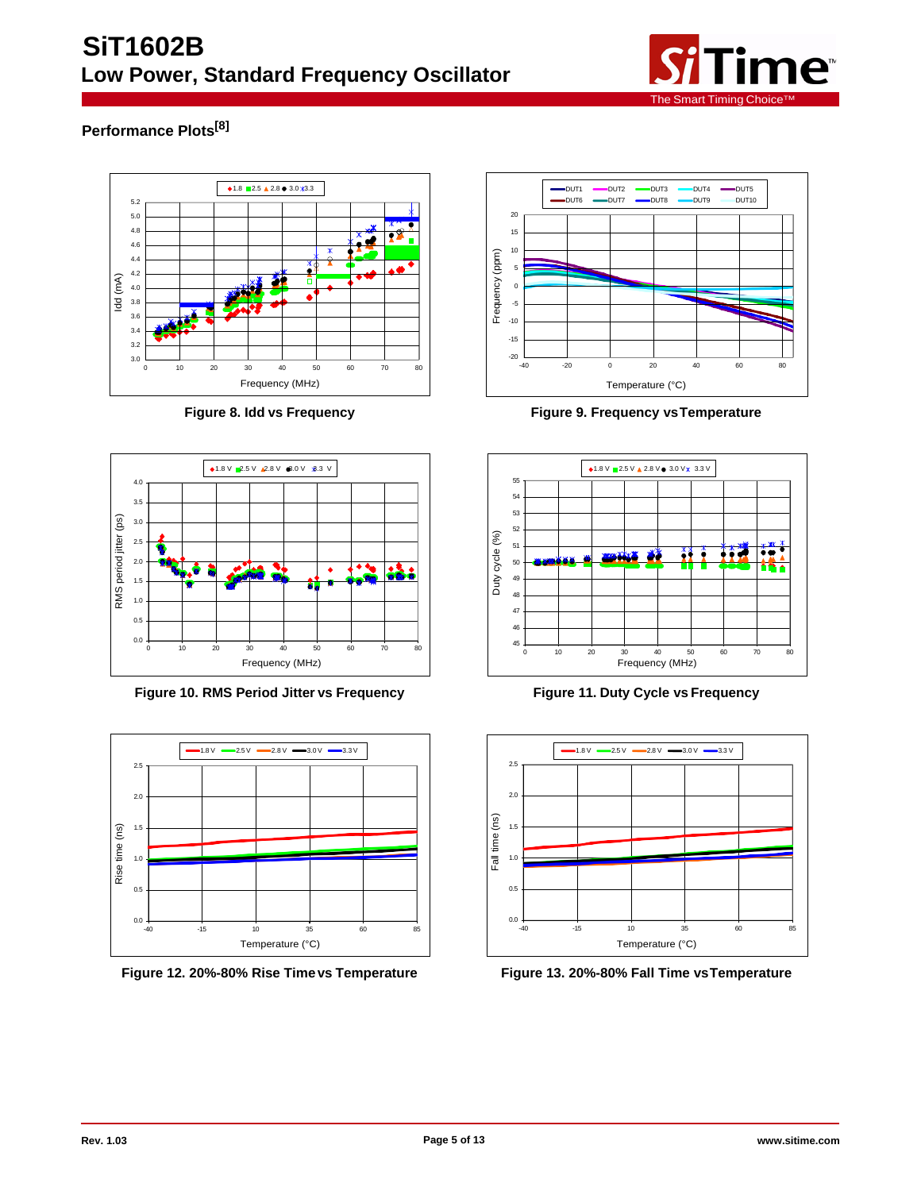## Performance Plots[8]

Figure 8. Idd vs Frequency

Figure 9. Frequency vs Temperature

Figure 10. RMS Period Jitter vs Frequency

Figure 11. Duty Cycle vs Frequency

Figure 12. 20%-80% Rise Time vs Temperature

Figure 13. 20%-80% Fall Time vs Temperature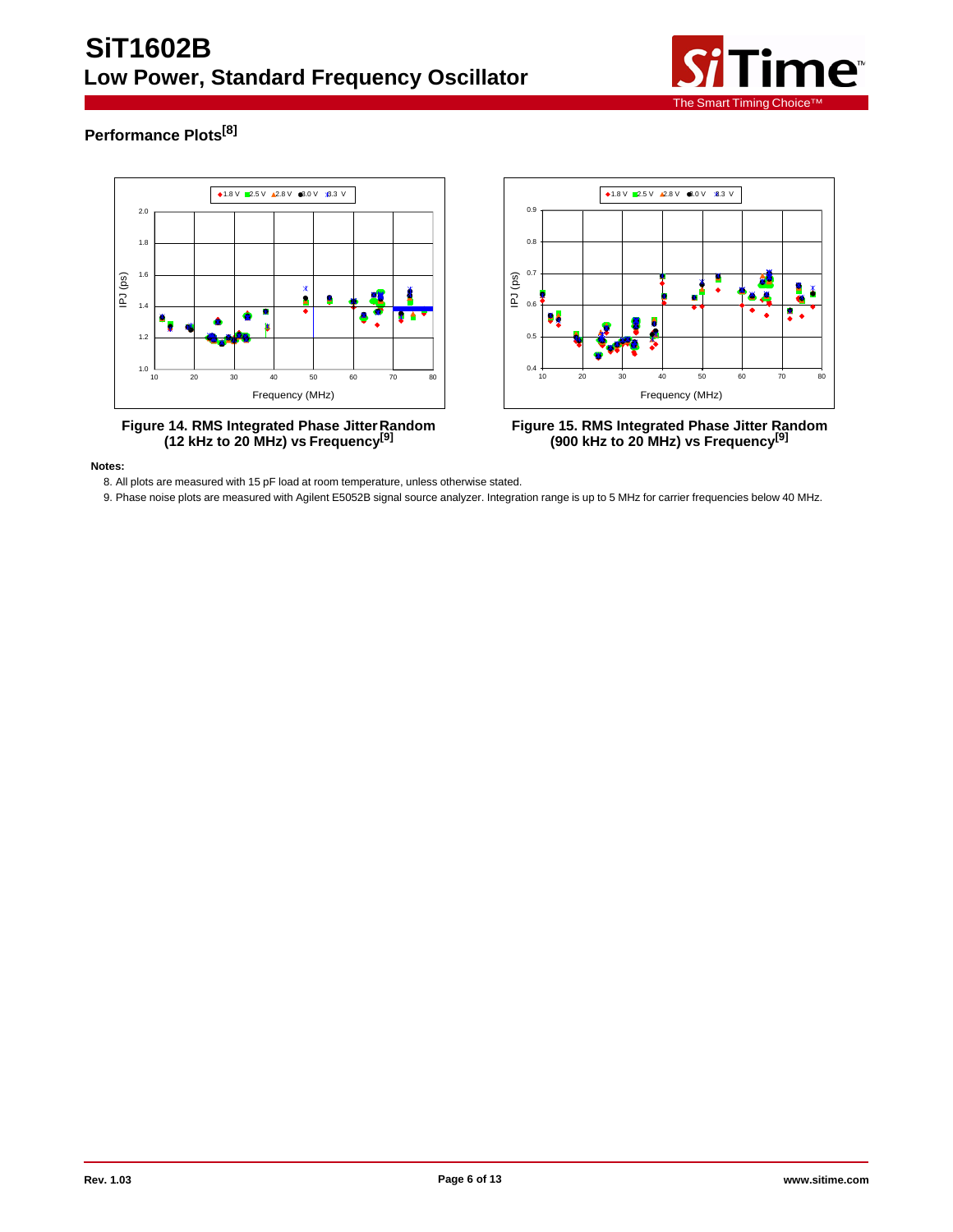## Performance Plots[8]

Figure 14. RMS Integrated Phase Jitter Random (12 kHz to 20 MHz) vs Frequency[9]

Figure 15. RMS Integrated Phase Jitter Random (900 kHz to 20 MHz) vs Frequency[9]

**Notes:**

8. All plots are measured with 15 pF load at room temperature, unless otherwise stated.
9. Phase noise plots are measured with Agilent E5052B signal source analyzer. Integration range is up to 5 MHz for carrier frequencies below 40 MHz.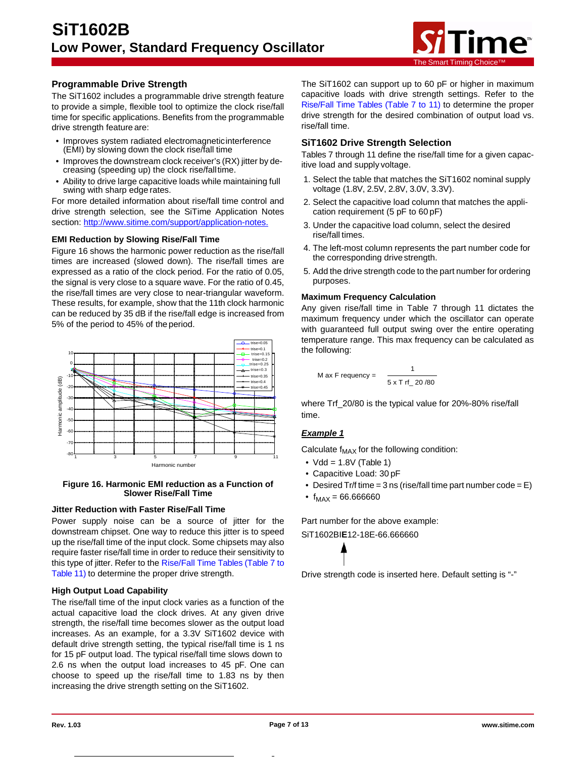## Programmable Drive Strength

The SiT1602 includes a programmable drive strength feature to provide a simple, flexible tool to optimize the clock rise/fall time for specific applications. Benefits from the programmable drive strength feature are:

- Improves system radiated electromagnetic interference (EMI) by slowing down the clock rise/fall time
- Improves the downstream clock receiver's (RX) jitter by decreasing (speeding up) the clock rise/fall time.
- Ability to drive large capacitive loads while maintaining full swing with sharp edge rates.

For more detailed information about rise/fall time control and drive strength selection, see the SiTime Application Notes section: http://www.sitime.com/support/application-notes.

### EMI Reduction by Slowing Rise/Fall Time

Figure 16 shows the harmonic power reduction as the rise/fall times are increased (slowed down). The rise/fall times are expressed as a ratio of the clock period. For the ratio of 0.05, the signal is very close to a square wave. For the ratio of 0.45, the rise/fall times are very close to near-triangular waveform. These results, for example, show that the 11th clock harmonic can be reduced by 35 dB if the rise/fall edge is increased from 5% of the period to 45% of the period.

**Figure 16. Harmonic EMI reduction as a Function of Slower Rise/Fall Time**

### Jitter Reduction with Faster Rise/Fall Time

Power supply noise can be a source of jitter for the downstream chipset. One way to reduce this jitter is to speed up the rise/fall time of the input clock. Some chipsets may also require faster rise/fall time in order to reduce their sensitivity to this type of jitter. Refer to the Rise/Fall Time Tables (Table 7 to Table 11) to determine the proper drive strength.

### High Output Load Capability

The rise/fall time of the input clock varies as a function of the actual capacitive load the clock drives. At any given drive strength, the rise/fall time becomes slower as the output load increases. As an example, for a 3.3V SiT1602 device with default drive strength setting, the typical rise/fall time is 1 ns for 15 pF output load. The typical rise/fall time slows down to 2.6 ns when the output load increases to 45 pF. One can choose to speed up the rise/fall time to 1.83 ns by then increasing the drive strength setting on the SiT1602.

The SiT1602 can support up to 60 pF or higher in maximum capacitive loads with drive strength settings. Refer to the Rise/Fall Time Tables (Table 7 to 11) to determine the proper drive strength for the desired combination of output load vs. rise/fall time.

## SiT1602 Drive Strength Selection

Tables 7 through 11 define the rise/fall time for a given capacitive load and supply voltage.

1. Select the table that matches the SiT1602 nominal supply voltage (1.8V, 2.5V, 2.8V, 3.0V, 3.3V).
2. Select the capacitive load column that matches the application requirement (5 pF to 60 pF)
3. Under the capacitive load column, select the desired rise/fall times.
4. The left-most column represents the part number code for the corresponding drive strength.
5. Add the drive strength code to the part number for ordering purposes.

### Maximum Frequency Calculation

Any given rise/fall time in Table 7 through 11 dictates the maximum frequency under which the oscillator can operate with guaranteed full output swing over the entire operating temperature range. This max frequency can be calculated as the following:

$$\text{Max F requency} = \frac{1}{5 \times Trf\_20/80}$$

where Trf_20/80 is the typical value for 20%-80% rise/fall time.

***Example 1***

Calculate $f_{MAX}$ for the following condition:

- Vdd = 1.8V (Table 1)
- Capacitive Load: 30 pF
- Desired Tr/f time = 3 ns (rise/fall time part number code = E)
- $f_{MAX}$ = 66.666660

Part number for the above example:

SiT1602BI**E**12-18E-66.666660

Drive strength code is inserted here. Default setting is "-"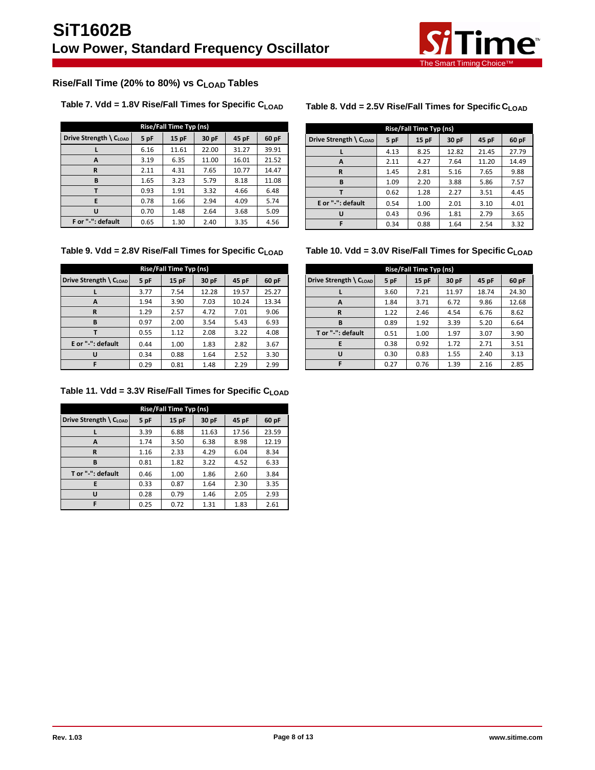## Rise/Fall Time (20% to 80%) vs $C_{LOAD}$ Tables

### Table 7. Vdd = 1.8V Rise/Fall Times for Specific $C_{LOAD}$

| Rise/Fall Time Typ (ns) | | | | | |
|---|---|---|---|---|---|
| Drive Strength \ $C_{LOAD}$ | 5 pF | 15 pF | 30 pF | 45 pF | 60 pF |
| L | 6.16 | 11.61 | 22.00 | 31.27 | 39.91 |
| A | 3.19 | 6.35 | 11.00 | 16.01 | 21.52 |
| R | 2.11 | 4.31 | 7.65 | 10.77 | 14.47 |
| B | 1.65 | 3.23 | 5.79 | 8.18 | 11.08 |
| T | 0.93 | 1.91 | 3.32 | 4.66 | 6.48 |
| E | 0.78 | 1.66 | 2.94 | 4.09 | 5.74 |
| U | 0.70 | 1.48 | 2.64 | 3.68 | 5.09 |
| F or "-": default | 0.65 | 1.30 | 2.40 | 3.35 | 4.56 |

### Table 8. Vdd = 2.5V Rise/Fall Times for Specific $C_{LOAD}$

| Rise/Fall Time Typ (ns) | | | | | |
|---|---|---|---|---|---|
| Drive Strength \ $C_{LOAD}$ | 5 pF | 15 pF | 30 pF | 45 pF | 60 pF |
| L | 4.13 | 8.25 | 12.82 | 21.45 | 27.79 |
| A | 2.11 | 4.27 | 7.64 | 11.20 | 14.49 |
| R | 1.45 | 2.81 | 5.16 | 7.65 | 9.88 |
| B | 1.09 | 2.20 | 3.88 | 5.86 | 7.57 |
| T | 0.62 | 1.28 | 2.27 | 3.51 | 4.45 |
| E or "-": default | 0.54 | 1.00 | 2.01 | 3.10 | 4.01 |
| U | 0.43 | 0.96 | 1.81 | 2.79 | 3.65 |
| F | 0.34 | 0.88 | 1.64 | 2.54 | 3.32 |

### Table 9. Vdd = 2.8V Rise/Fall Times for Specific $C_{LOAD}$

| Rise/Fall Time Typ (ns) | | | | | |
|---|---|---|---|---|---|
| Drive Strength \ $C_{LOAD}$ | 5 pF | 15 pF | 30 pF | 45 pF | 60 pF |
| L | 3.77 | 7.54 | 12.28 | 19.57 | 25.27 |
| A | 1.94 | 3.90 | 7.03 | 10.24 | 13.34 |
| R | 1.29 | 2.57 | 4.72 | 7.01 | 9.06 |
| B | 0.97 | 2.00 | 3.54 | 5.43 | 6.93 |
| T | 0.55 | 1.12 | 2.08 | 3.22 | 4.08 |
| E or "-": default | 0.44 | 1.00 | 1.83 | 2.82 | 3.67 |
| U | 0.34 | 0.88 | 1.64 | 2.52 | 3.30 |
| F | 0.29 | 0.81 | 1.48 | 2.29 | 2.99 |

### Table 10. Vdd = 3.0V Rise/Fall Times for Specific $C_{LOAD}$

| Rise/Fall Time Typ (ns) | | | | | |
|---|---|---|---|---|---|
| Drive Strength \ $C_{LOAD}$ | 5 pF | 15 pF | 30 pF | 45 pF | 60 pF |
| L | 3.60 | 7.21 | 11.97 | 18.74 | 24.30 |
| A | 1.84 | 3.71 | 6.72 | 9.86 | 12.68 |
| R | 1.22 | 2.46 | 4.54 | 6.76 | 8.62 |
| B | 0.89 | 1.92 | 3.39 | 5.20 | 6.64 |
| T or "-": default | 0.51 | 1.00 | 1.97 | 3.07 | 3.90 |
| E | 0.38 | 0.92 | 1.72 | 2.71 | 3.51 |
| U | 0.30 | 0.83 | 1.55 | 2.40 | 3.13 |
| F | 0.27 | 0.76 | 1.39 | 2.16 | 2.85 |

### Table 11. Vdd = 3.3V Rise/Fall Times for Specific $C_{LOAD}$

| Rise/Fall Time Typ (ns) | | | | | |
|---|---|---|---|---|---|
| Drive Strength \ $C_{LOAD}$ | 5 pF | 15 pF | 30 pF | 45 pF | 60 pF |
| L | 3.39 | 6.88 | 11.63 | 17.56 | 23.59 |
| A | 1.74 | 3.50 | 6.38 | 8.98 | 12.19 |
| R | 1.16 | 2.33 | 4.29 | 6.04 | 8.34 |
| B | 0.81 | 1.82 | 3.22 | 4.52 | 6.33 |
| T or "-": default | 0.46 | 1.00 | 1.86 | 2.60 | 3.84 |
| E | 0.33 | 0.87 | 1.64 | 2.30 | 3.35 |
| U | 0.28 | 0.79 | 1.46 | 2.05 | 2.93 |
| F | 0.25 | 0.72 | 1.31 | 1.83 | 2.61 |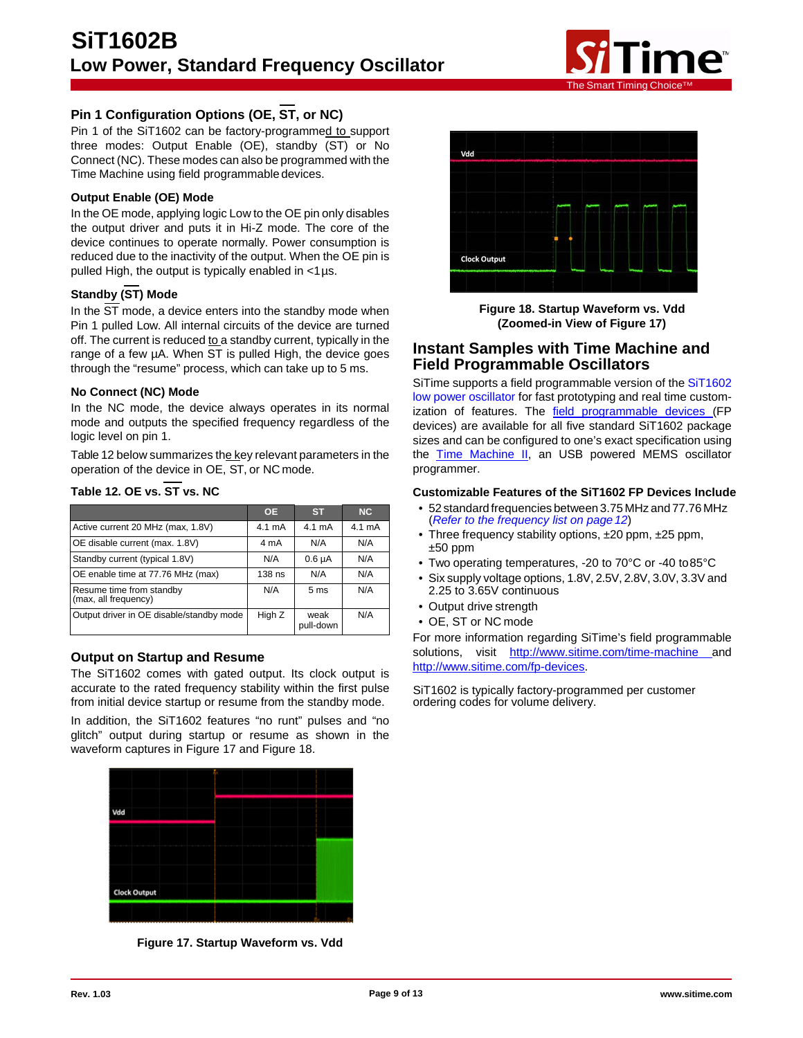## Pin 1 Configuration Options (OE, ST, or NC)

Pin 1 of the SiT1602 can be factory-programmed to support three modes: Output Enable (OE), standby (ST) or No Connect (NC). These modes can also be programmed with the Time Machine using field programmable devices.

### Output Enable (OE) Mode

In the OE mode, applying logic Low to the OE pin only disables the output driver and puts it in Hi-Z mode. The core of the device continues to operate normally. Power consumption is reduced due to the inactivity of the output. When the OE pin is pulled High, the output is typically enabled in <1 µs.

### Standby (ST) Mode

In the ST mode, a device enters into the standby mode when Pin 1 pulled Low. All internal circuits of the device are turned off. The current is reduced to a standby current, typically in the range of a few µA. When ST is pulled High, the device goes through the "resume" process, which can take up to 5 ms.

### No Connect (NC) Mode

In the NC mode, the device always operates in its normal mode and outputs the specified frequency regardless of the logic level on pin 1.

Table 12 below summarizes the key relevant parameters in the operation of the device in OE, ST, or NC mode.

**Table 12. OE vs. ST vs. NC**

| | OE | ST | NC |
|---|---|---|---|
| Active current 20 MHz (max, 1.8V) | 4.1 mA | 4.1 mA | 4.1 mA |
| OE disable current (max. 1.8V) | 4 mA | N/A | N/A |
| Standby current (typical 1.8V) | N/A | 0.6 µA | N/A |
| OE enable time at 77.76 MHz (max) | 138 ns | N/A | N/A |
| Resume time from standby (max, all frequency) | N/A | 5 ms | N/A |
| Output driver in OE disable/standby mode | High Z | weak pull-down | N/A |

## Output on Startup and Resume

The SiT1602 comes with gated output. Its clock output is accurate to the rated frequency stability within the first pulse from initial device startup or resume from the standby mode.

In addition, the SiT1602 features "no runt" pulses and "no glitch" output during startup or resume as shown in the waveform captures in Figure 17 and Figure 18.

**Figure 17. Startup Waveform vs. Vdd**

**Figure 18. Startup Waveform vs. Vdd (Zoomed-in View of Figure 17)**

## Instant Samples with Time Machine and Field Programmable Oscillators

SiTime supports a field programmable version of the SiT1602 low power oscillator for fast prototyping and real time customization of features. The field programmable devices (FP devices) are available for all five standard SiT1602 package sizes and can be configured to one's exact specification using the Time Machine II, an USB powered MEMS oscillator programmer.

### Customizable Features of the SiT1602 FP Devices Include

- 52 standard frequencies between 3.75 MHz and 77.76 MHz (*Refer to the frequency list on page 12*)
- Three frequency stability options, ±20 ppm, ±25 ppm, ±50 ppm
- Two operating temperatures, -20 to 70°C or -40 to 85°C
- Six supply voltage options, 1.8V, 2.5V, 2.8V, 3.0V, 3.3V and 2.25 to 3.65V continuous
- Output drive strength
- OE, ST or NC mode

For more information regarding SiTime's field programmable solutions, visit http://www.sitime.com/time-machine and http://www.sitime.com/fp-devices.

SiT1602 is typically factory-programmed per customer ordering codes for volume delivery.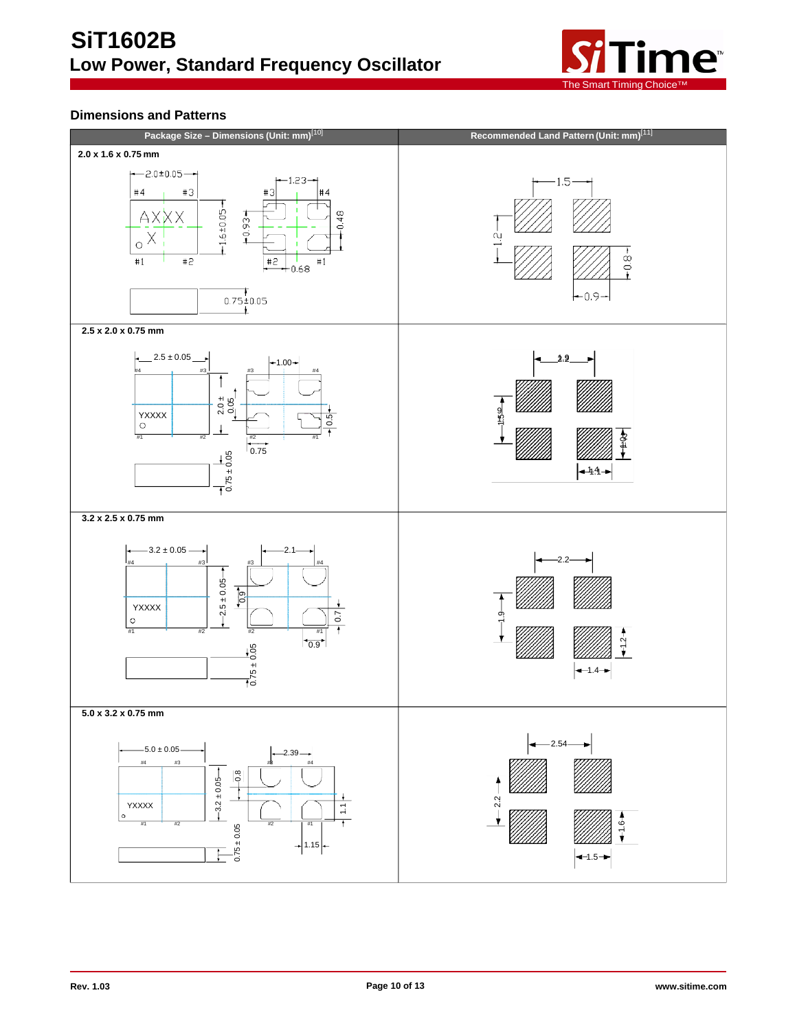## Dimensions and Patterns

| Package Size – Dimensions (Unit: mm)[10] | Recommended Land Pattern (Unit: mm)[11] |
|---|---|
| **2.0 x 1.6 x 0.75 mm**<br>2.0±0.05, 1.6±0.05, 1.23, 0.93, 0.48, 0.68, 0.75±0.05<br>#4 #3 AXXX #1 #2 | 1.5, 1.2, 0.8, 0.9 |
| **2.5 x 2.0 x 0.75 mm**<br>2.5 ± 0.05, 2.0 ± 0.05, 1.00, 0.5, 0.75, 0.75 ± 0.05<br>#4 #3 YXXXX #1 #2 | 1.9, 1.5, 1.0, 1.1 |
| **3.2 x 2.5 x 0.75 mm**<br>3.2 ± 0.05, 2.5 ± 0.05, 2.1, 0.9, 0.7, 0.9, 0.75 ± 0.05<br>#4 #3 YXXXX #1 #2 | 2.2, 1.9, 1.2, 1.4 |
| **5.0 x 3.2 x 0.75 mm**<br>5.0 ± 0.05, 3.2 ± 0.05, 2.39, 0.8, 1.1, 1.15, 0.75 ± 0.05<br>#4 #3 YXXXX #1 #2 | 2.54, 2.2, 1.6, 1.5 |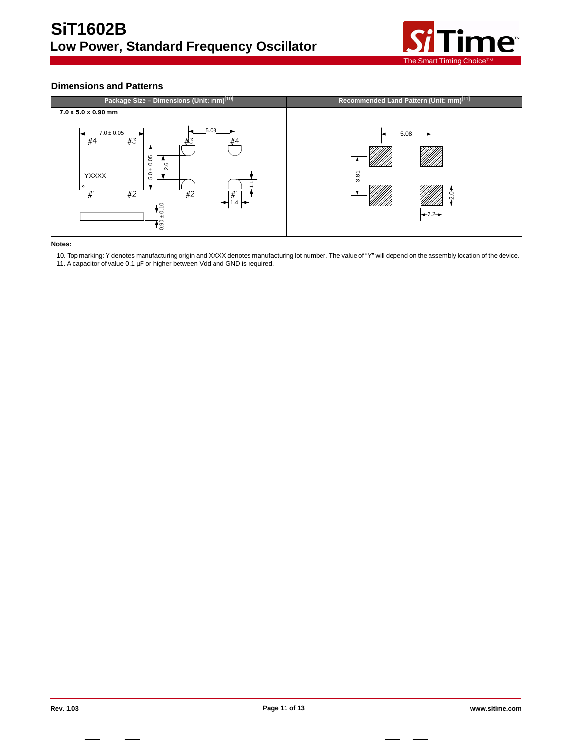## Dimensions and Patterns

| Package Size – Dimensions (Unit: mm)[10] | Recommended Land Pattern (Unit: mm)[11] |
|---|---|
| **7.0 x 5.0 x 0.90 mm** | |
| 7.0 ± 0.05<br>#4 #3<br>YXXXX<br>#1 #2<br>5.0 ± 0.05<br>0.90 ± 0.10<br>5.08<br>#3 #4<br>2.6<br>#2 #1<br>1.1<br>1.4 | 5.08<br>3.81<br>2.0<br>2.2 |

**Notes:**

10. Top marking: Y denotes manufacturing origin and XXXX denotes manufacturing lot number. The value of "Y" will depend on the assembly location of the device.
11. A capacitor of value 0.1 µF or higher between Vdd and GND is required.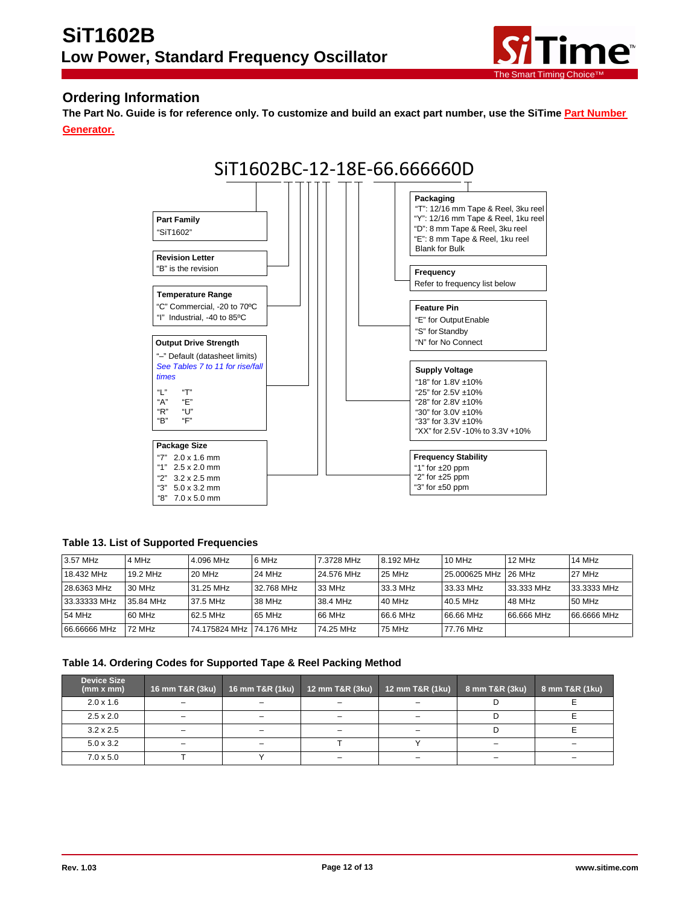## Ordering Information

**The Part No. Guide is for reference only. To customize and build an exact part number, use the SiTime Part Number Generator.**

SiT1602BC-12-18E-66.666660D

**Part Family**
"SiT1602"

**Revision Letter**
"B" is the revision

**Temperature Range**
"C" Commercial, -20 to 70ºC
"I" Industrial, -40 to 85ºC

**Output Drive Strength**
"–" Default (datasheet limits)
*See Tables 7 to 11 for rise/fall times*

"L" "T"
"A" "E"
"R" "U"
"B" "F"

**Package Size**
"7" 2.0 x 1.6 mm
"1" 2.5 x 2.0 mm
"2" 3.2 x 2.5 mm
"3" 5.0 x 3.2 mm
"8" 7.0 x 5.0 mm

**Packaging**
"T": 12/16 mm Tape & Reel, 3ku reel
"Y": 12/16 mm Tape & Reel, 1ku reel
"D": 8 mm Tape & Reel, 3ku reel
"E": 8 mm Tape & Reel, 1ku reel
Blank for Bulk

**Frequency**
Refer to frequency list below

**Feature Pin**
"E" for Output Enable
"S" for Standby
"N" for No Connect

**Supply Voltage**
"18" for 1.8V ±10%
"25" for 2.5V ±10%
"28" for 2.8V ±10%
"30" for 3.0V ±10%
"33" for 3.3V ±10%
"XX" for 2.5V -10% to 3.3V +10%

**Frequency Stability**
"1" for ±20 ppm
"2" for ±25 ppm
"3" for ±50 ppm

### Table 13. List of Supported Frequencies

| | | | | | | | | |
|---|---|---|---|---|---|---|---|---|
| 3.57 MHz | 4 MHz | 4.096 MHz | 6 MHz | 7.3728 MHz | 8.192 MHz | 10 MHz | 12 MHz | 14 MHz |
| 18.432 MHz | 19.2 MHz | 20 MHz | 24 MHz | 24.576 MHz | 25 MHz | 25.000625 MHz | 26 MHz | 27 MHz |
| 28.6363 MHz | 30 MHz | 31.25 MHz | 32.768 MHz | 33 MHz | 33.3 MHz | 33.33 MHz | 33.333 MHz | 33.3333 MHz |
| 33.33333 MHz | 35.84 MHz | 37.5 MHz | 38 MHz | 38.4 MHz | 40 MHz | 40.5 MHz | 48 MHz | 50 MHz |
| 54 MHz | 60 MHz | 62.5 MHz | 65 MHz | 66 MHz | 66.6 MHz | 66.66 MHz | 66.666 MHz | 66.6666 MHz |
| 66.66666 MHz | 72 MHz | 74.175824 MHz | 74.176 MHz | 74.25 MHz | 75 MHz | 77.76 MHz | | |

### Table 14. Ordering Codes for Supported Tape & Reel Packing Method

| Device Size (mm x mm) | 16 mm T&R (3ku) | 16 mm T&R (1ku) | 12 mm T&R (3ku) | 12 mm T&R (1ku) | 8 mm T&R (3ku) | 8 mm T&R (1ku) |
|---|---|---|---|---|---|---|
| 2.0 x 1.6 | – | – | – | – | D | E |
| 2.5 x 2.0 | – | – | – | – | D | E |
| 3.2 x 2.5 | – | – | – | – | D | E |
| 5.0 x 3.2 | – | – | T | Y | – | – |
| 7.0 x 5.0 | T | Y | – | – | – | – |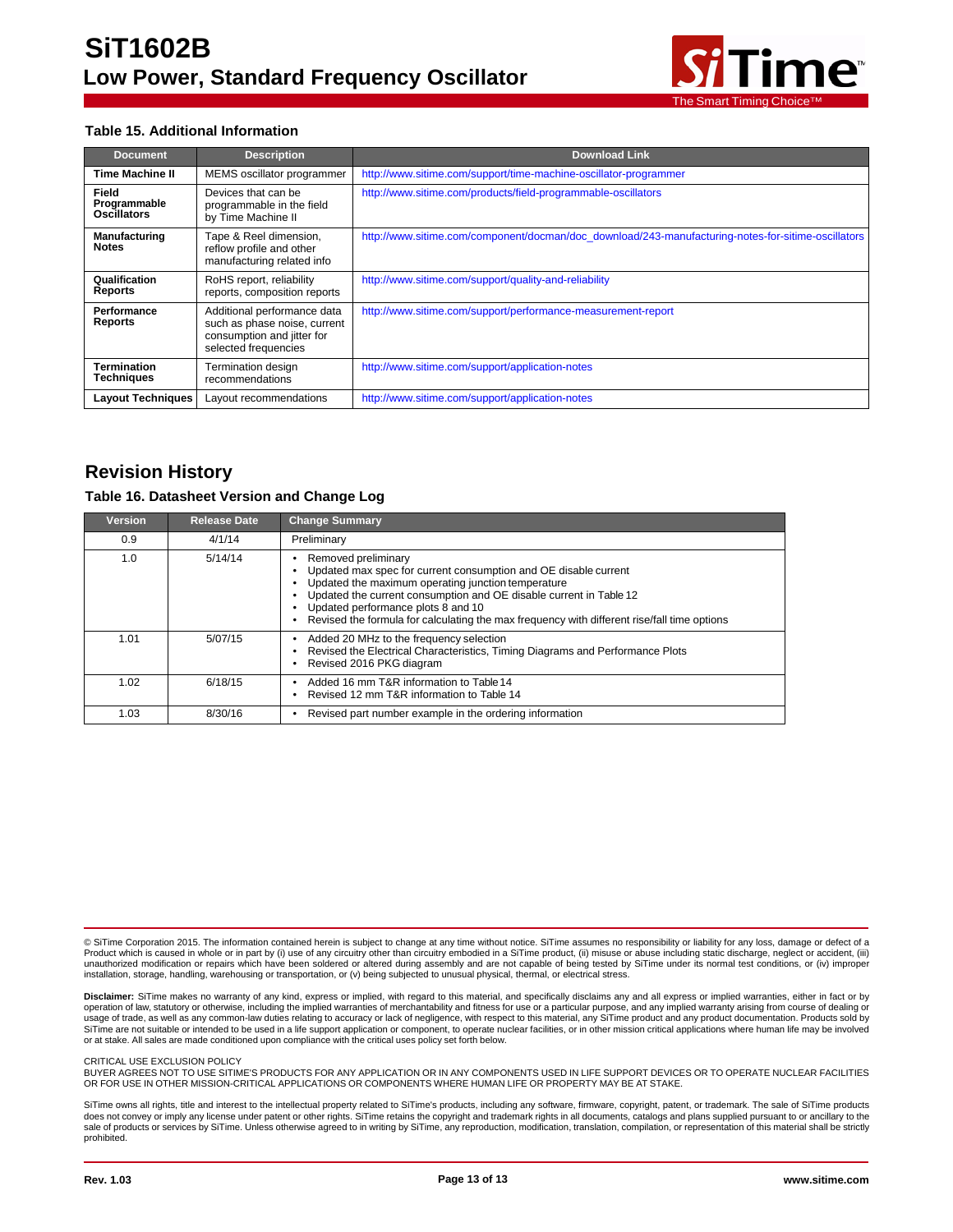### Table 15. Additional Information

| Document | Description | Download Link |
|---|---|---|
| **Time Machine II** | MEMS oscillator programmer | http://www.sitime.com/support/time-machine-oscillator-programmer |
| **Field Programmable Oscillators** | Devices that can be programmable in the field by Time Machine II | http://www.sitime.com/products/field-programmable-oscillators |
| **Manufacturing Notes** | Tape & Reel dimension, reflow profile and other manufacturing related info | http://www.sitime.com/component/docman/doc_download/243-manufacturing-notes-for-sitime-oscillators |
| **Qualification Reports** | RoHS report, reliability reports, composition reports | http://www.sitime.com/support/quality-and-reliability |
| **Performance Reports** | Additional performance data such as phase noise, current consumption and jitter for selected frequencies | http://www.sitime.com/support/performance-measurement-report |
| **Termination Techniques** | Termination design recommendations | http://www.sitime.com/support/application-notes |
| **Layout Techniques** | Layout recommendations | http://www.sitime.com/support/application-notes |

## Revision History

### Table 16. Datasheet Version and Change Log

| Version | Release Date | Change Summary |
|---|---|---|
| 0.9 | 4/1/14 | Preliminary |
| 1.0 | 5/14/14 | • Removed preliminary<br>• Updated max spec for current consumption and OE disable current<br>• Updated the maximum operating junction temperature<br>• Updated the current consumption and OE disable current in Table 12<br>• Updated performance plots 8 and 10<br>• Revised the formula for calculating the max frequency with different rise/fall time options |
| 1.01 | 5/07/15 | • Added 20 MHz to the frequency selection<br>• Revised the Electrical Characteristics, Timing Diagrams and Performance Plots<br>• Revised 2016 PKG diagram |
| 1.02 | 6/18/15 | • Added 16 mm T&R information to Table 14<br>• Revised 12 mm T&R information to Table 14 |
| 1.03 | 8/30/16 | • Revised part number example in the ordering information |

© SiTime Corporation 2015. The information contained herein is subject to change at any time without notice. SiTime assumes no responsibility or liability for any loss, damage or defect of a Product which is caused in whole or in part by (i) use of any circuitry other than circuitry embodied in a SiTime product, (ii) misuse or abuse including static discharge, neglect or accident, (iii) unauthorized modification or repairs which have been soldered or altered during assembly and are not capable of being tested by SiTime under its normal test conditions, or (iv) improper installation, storage, handling, warehousing or transportation, or (v) being subjected to unusual physical, thermal, or electrical stress.

**Disclaimer:** SiTime makes no warranty of any kind, express or implied, with regard to this material, and specifically disclaims any and all express or implied warranties, either in fact or by operation of law, statutory or otherwise, including the implied warranties of merchantability and fitness for use or a particular purpose, and any implied warranty arising from course of dealing or usage of trade, as well as any common-law duties relating to accuracy or lack of negligence, with respect to this material, any SiTime product and any product documentation. Products sold by SiTime are not suitable or intended to be used in a life support application or component, to operate nuclear facilities, or in other mission critical applications where human life may be involved or at stake. All sales are made conditioned upon compliance with the critical uses policy set forth below.

CRITICAL USE EXCLUSION POLICY
BUYER AGREES NOT TO USE SITIME'S PRODUCTS FOR ANY APPLICATION OR IN ANY COMPONENTS USED IN LIFE SUPPORT DEVICES OR TO OPERATE NUCLEAR FACILITIES OR FOR USE IN OTHER MISSION-CRITICAL APPLICATIONS OR COMPONENTS WHERE HUMAN LIFE OR PROPERTY MAY BE AT STAKE.

SiTime owns all rights, title and interest to the intellectual property related to SiTime's products, including any software, firmware, copyright, patent, or trademark. The sale of SiTime products does not convey or imply any license under patent or other rights. SiTime retains the copyright and trademark rights in all documents, catalogs and plans supplied pursuant to or ancillary to the sale of products or services by SiTime. Unless otherwise agreed to in writing by SiTime, any reproduction, modification, translation, compilation, or representation of this material shall be strictly prohibited.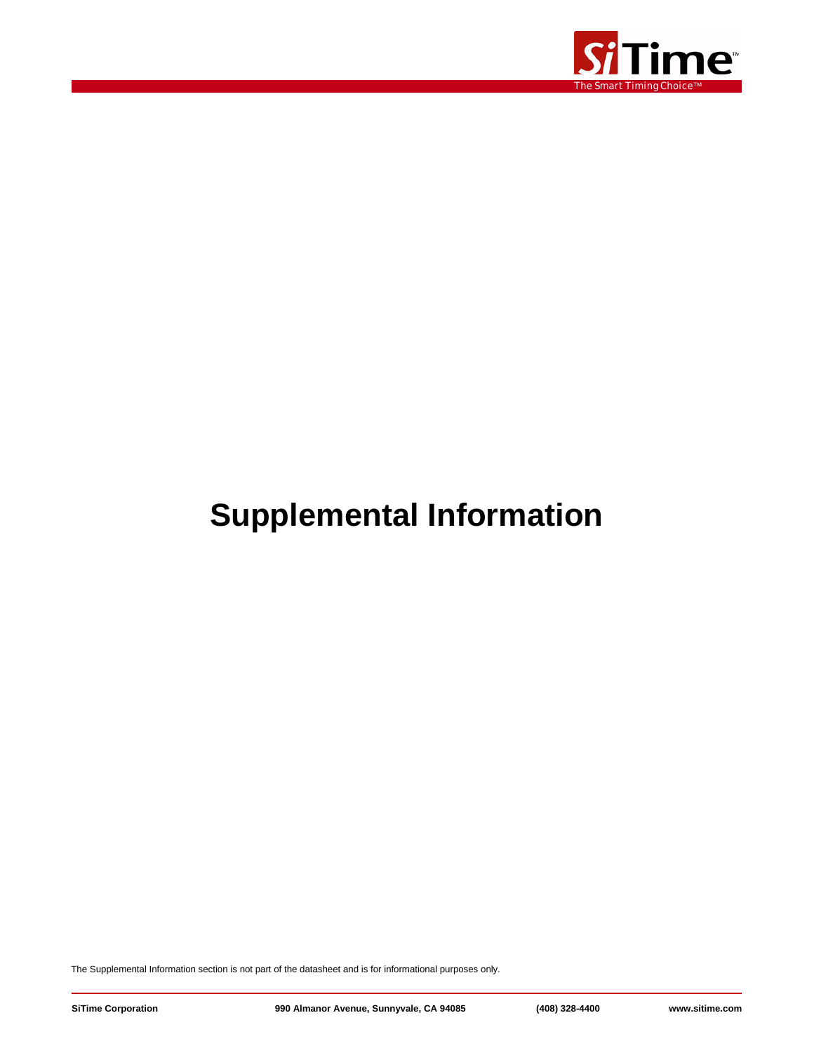# Supplemental Information

The Supplemental Information section is not part of the datasheet and is for informational purposes only.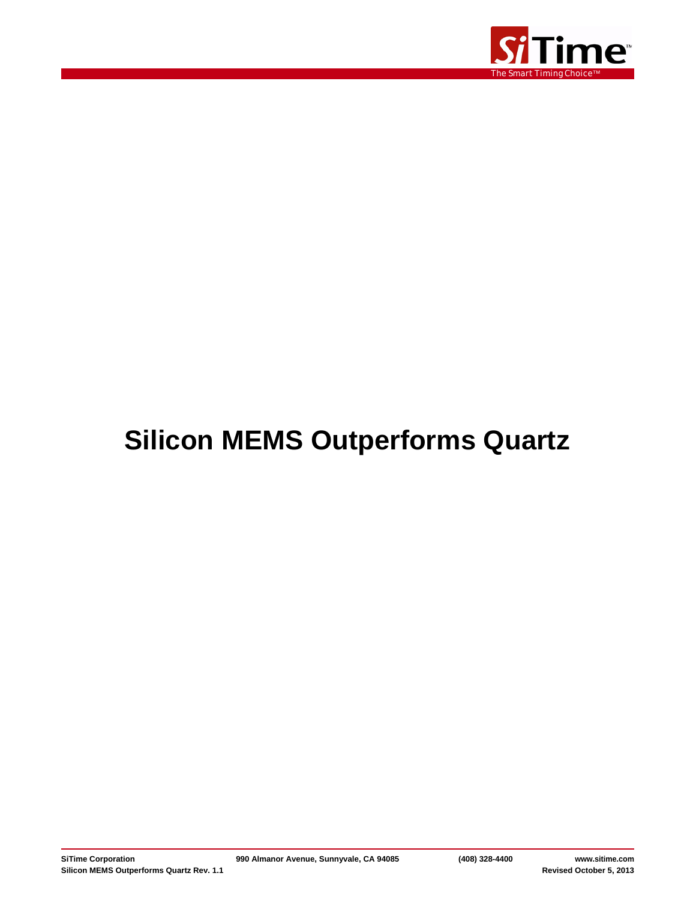# Silicon MEMS Outperforms Quartz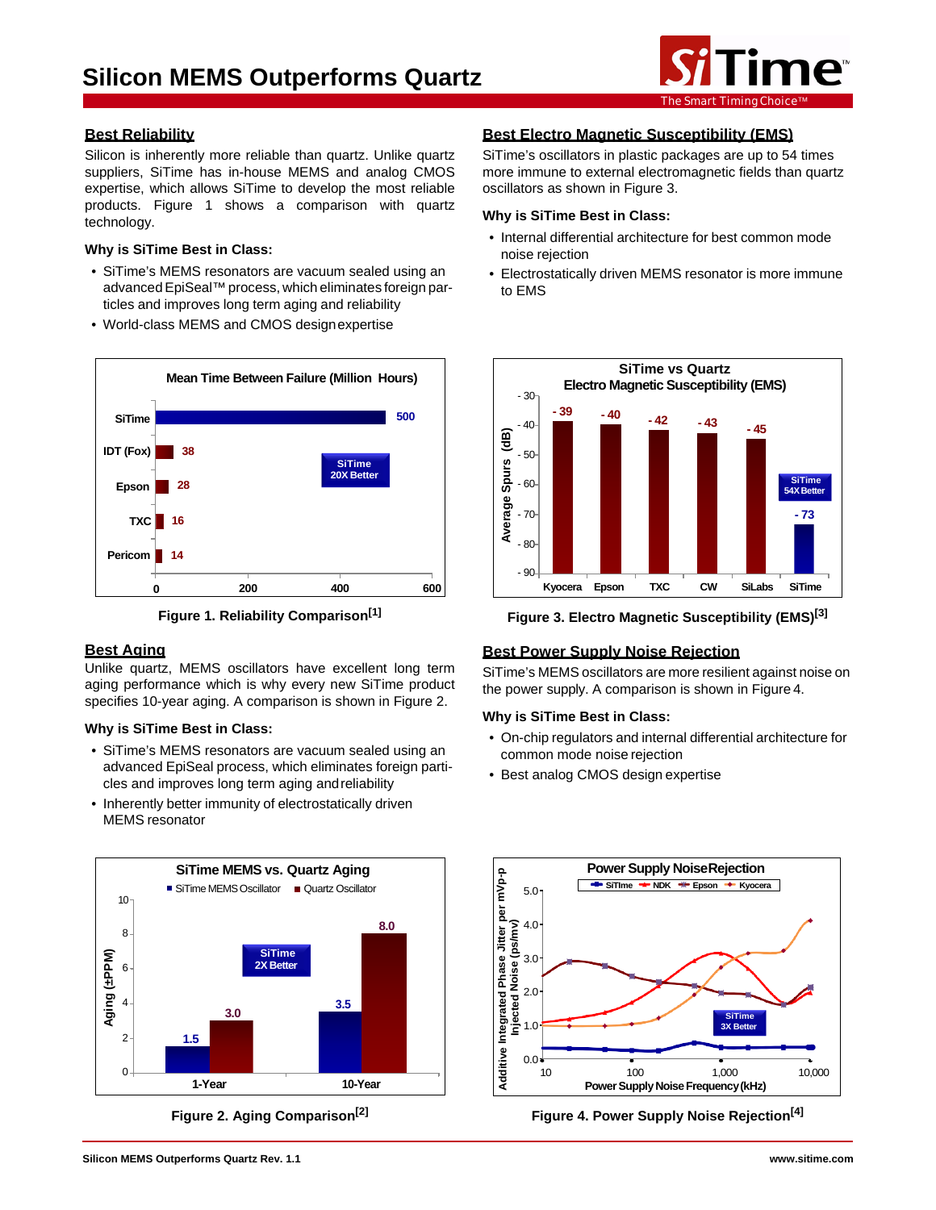# Silicon MEMS Outperforms Quartz

## Best Reliability

Silicon is inherently more reliable than quartz. Unlike quartz suppliers, SiTime has in-house MEMS and analog CMOS expertise, which allows SiTime to develop the most reliable products. Figure 1 shows a comparison with quartz technology.

### Why is SiTime Best in Class:

- SiTime's MEMS resonators are vacuum sealed using an advanced EpiSeal™ process, which eliminates foreign particles and improves long term aging and reliability
- World-class MEMS and CMOS design expertise

**Mean Time Between Failure (Million Hours)**

| Vendor | MTBF (Million Hours) |
|---|---|
| SiTime | 500 |
| IDT (Fox) | 38 |
| Epson | 28 |
| TXC | 16 |
| Pericom | 14 |

SiTime 20X Better

Figure 1. Reliability Comparison[1]

## Best Electro Magnetic Susceptibility (EMS)

SiTime's oscillators in plastic packages are up to 54 times more immune to external electromagnetic fields than quartz oscillators as shown in Figure 3.

### Why is SiTime Best in Class:

- Internal differential architecture for best common mode noise rejection
- Electrostatically driven MEMS resonator is more immune to EMS

**SiTime vs Quartz Electro Magnetic Susceptibility (EMS)**

| Vendor | Average Spurs (dB) |
|---|---|
| Kyocera | -39 |
| Epson | -40 |
| TXC | -42 |
| CW | -43 |
| SiLabs | -45 |
| SiTime | -73 |

SiTime 54X Better

Figure 3. Electro Magnetic Susceptibility (EMS)[3]

## Best Aging

Unlike quartz, MEMS oscillators have excellent long term aging performance which is why every new SiTime product specifies 10-year aging. A comparison is shown in Figure 2.

### Why is SiTime Best in Class:

- SiTime's MEMS resonators are vacuum sealed using an advanced EpiSeal process, which eliminates foreign particles and improves long term aging and reliability
- Inherently better immunity of electrostatically driven MEMS resonator

**SiTime MEMS vs. Quartz Aging**

| | SiTime MEMS Oscillator (±PPM) | Quartz Oscillator (±PPM) |
|---|---|---|
| 1-Year | 1.5 | 3.0 |
| 10-Year | 3.5 | 8.0 |

SiTime 2X Better

Figure 2. Aging Comparison[2]

## Best Power Supply Noise Rejection

SiTime's MEMS oscillators are more resilient against noise on the power supply. A comparison is shown in Figure 4.

### Why is SiTime Best in Class:

- On-chip regulators and internal differential architecture for common mode noise rejection
- Best analog CMOS design expertise

**Power Supply Noise Rejection** (Additive Integrated Phase Jitter per mVp-p Injected Noise (ps/mv) vs. Power Supply Noise Frequency (kHz); SiTime, NDK, Epson, Kyocera)

SiTime 3X Better

Figure 4. Power Supply Noise Rejection[4]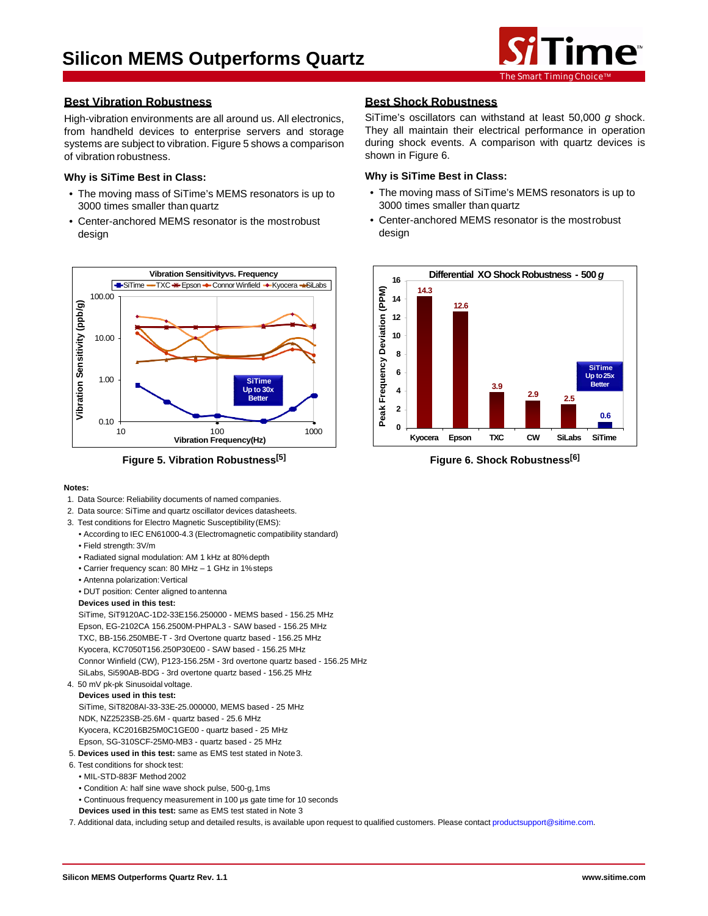# Silicon MEMS Outperforms Quartz

## Best Vibration Robustness

High-vibration environments are all around us. All electronics, from handheld devices to enterprise servers and storage systems are subject to vibration. Figure 5 shows a comparison of vibration robustness.

**Why is SiTime Best in Class:**

- The moving mass of SiTime's MEMS resonators is up to 3000 times smaller than quartz
- Center-anchored MEMS resonator is the most robust design

**Figure 5. Vibration Robustness[5]**

## Best Shock Robustness

SiTime's oscillators can withstand at least 50,000 *g* shock. They all maintain their electrical performance in operation during shock events. A comparison with quartz devices is shown in Figure 6.

**Why is SiTime Best in Class:**

- The moving mass of SiTime's MEMS resonators is up to 3000 times smaller than quartz
- Center-anchored MEMS resonator is the most robust design

**Figure 6. Shock Robustness[6]**

**Notes:**

1. Data Source: Reliability documents of named companies.
2. Data source: SiTime and quartz oscillator devices datasheets.
3. Test conditions for Electro Magnetic Susceptibility (EMS):
   - According to IEC EN61000-4.3 (Electromagnetic compatibility standard)
   - Field strength: 3V/m
   - Radiated signal modulation: AM 1 kHz at 80% depth
   - Carrier frequency scan: 80 MHz – 1 GHz in 1% steps
   - Antenna polarization: Vertical
   - DUT position: Center aligned to antenna

   **Devices used in this test:**
   SiTime, SiT9120AC-1D2-33E156.250000 - MEMS based - 156.25 MHz
   Epson, EG-2102CA 156.2500M-PHPAL3 - SAW based - 156.25 MHz
   TXC, BB-156.250MBE-T - 3rd Overtone quartz based - 156.25 MHz
   Kyocera, KC7050T156.250P30E00 - SAW based - 156.25 MHz
   Connor Winfield (CW), P123-156.25M - 3rd overtone quartz based - 156.25 MHz
   SiLabs, Si590AB-BDG - 3rd overtone quartz based - 156.25 MHz
4. 50 mV pk-pk Sinusoidal voltage.

   **Devices used in this test:**
   SiTime, SiT8208AI-33-33E-25.000000, MEMS based - 25 MHz
   NDK, NZ2523SB-25.6M - quartz based - 25.6 MHz
   Kyocera, KC2016B25M0C1GE00 - quartz based - 25 MHz
   Epson, SG-310SCF-25M0-MB3 - quartz based - 25 MHz
5. **Devices used in this test:** same as EMS test stated in Note 3.
6. Test conditions for shock test:
   - MIL-STD-883F Method 2002
   - Condition A: half sine wave shock pulse, 500-g, 1ms
   - Continuous frequency measurement in 100 μs gate time for 10 seconds

   **Devices used in this test:** same as EMS test stated in Note 3
7. Additional data, including setup and detailed results, is available upon request to qualified customers. Please contact productsupport@sitime.com.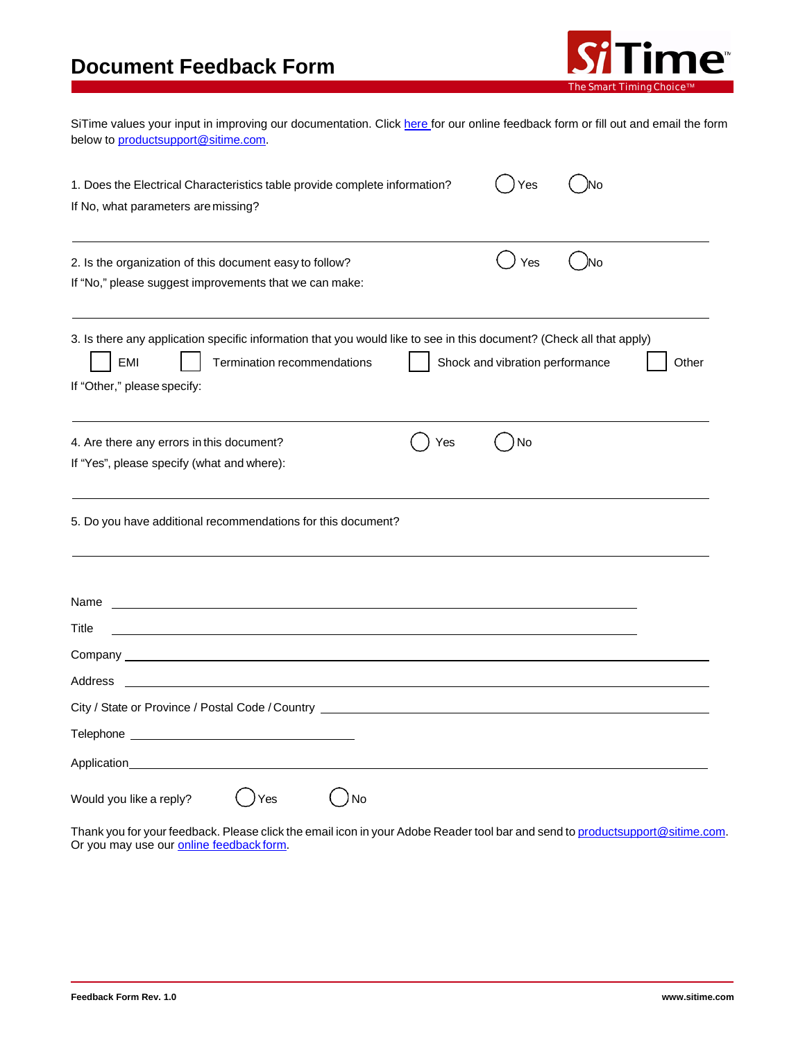# Document Feedback Form

SiTime values your input in improving our documentation. Click here for our online feedback form or fill out and email the form below to productsupport@sitime.com.

1. Does the Electrical Characteristics table provide complete information? ◯ Yes ◯ No

If No, what parameters are missing?

---

2. Is the organization of this document easy to follow? ◯ Yes ◯ No

If "No," please suggest improvements that we can make:

---

3. Is there any application specific information that you would like to see in this document? (Check all that apply)

☐ EMI ☐ Termination recommendations ☐ Shock and vibration performance ☐ Other

If "Other," please specify:

---

4. Are there any errors in this document? ◯ Yes ◯ No

If "Yes", please specify (what and where):

---

5. Do you have additional recommendations for this document?

---

Name ______________________________

Title ______________________________

Company ______________________________

Address ______________________________

City / State or Province / Postal Code / Country ______________________________

Telephone ______________________________

Application ______________________________

Would you like a reply? ◯ Yes ◯ No

Thank you for your feedback. Please click the email icon in your Adobe Reader tool bar and send to productsupport@sitime.com. Or you may use our online feedback form.